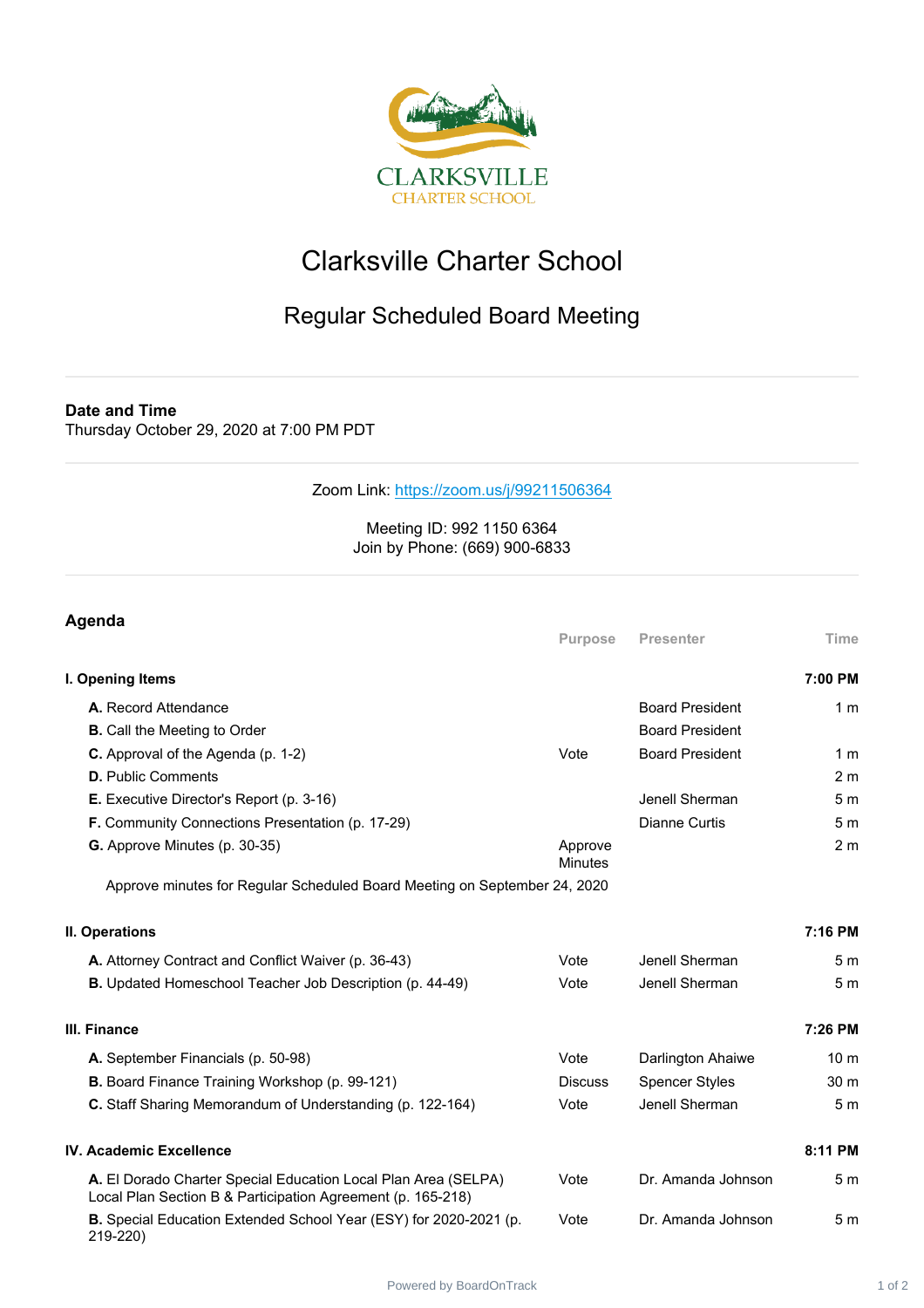# Clarksville Charter School

## Regular Scheduled Board Meeting

**Date and Time**
Thursday October 29, 2020 at 7:00 PM PDT

Zoom Link: https://zoom.us/j/99211506364

Meeting ID: 992 1150 6364
Join by Phone: (669) 900-6833

## Agenda

| | Purpose | Presenter | Time |
|---|---|---|---|
| **I. Opening Items** | | | **7:00 PM** |
| **A.** Record Attendance | | Board President | 1 m |
| **B.** Call the Meeting to Order | | Board President | |
| **C.** Approval of the Agenda (p. 1-2) | Vote | Board President | 1 m |
| **D.** Public Comments | | | 2 m |
| **E.** Executive Director's Report (p. 3-16) | | Jenell Sherman | 5 m |
| **F.** Community Connections Presentation (p. 17-29) | | Dianne Curtis | 5 m |
| **G.** Approve Minutes (p. 30-35) | Approve Minutes | | 2 m |
| Approve minutes for Regular Scheduled Board Meeting on September 24, 2020 | | | |
| **II. Operations** | | | **7:16 PM** |
| **A.** Attorney Contract and Conflict Waiver (p. 36-43) | Vote | Jenell Sherman | 5 m |
| **B.** Updated Homeschool Teacher Job Description (p. 44-49) | Vote | Jenell Sherman | 5 m |
| **III. Finance** | | | **7:26 PM** |
| **A.** September Financials (p. 50-98) | Vote | Darlington Ahaiwe | 10 m |
| **B.** Board Finance Training Workshop (p. 99-121) | Discuss | Spencer Styles | 30 m |
| **C.** Staff Sharing Memorandum of Understanding (p. 122-164) | Vote | Jenell Sherman | 5 m |
| **IV. Academic Excellence** | | | **8:11 PM** |
| **A.** El Dorado Charter Special Education Local Plan Area (SELPA) Local Plan Section B & Participation Agreement (p. 165-218) | Vote | Dr. Amanda Johnson | 5 m |
| **B.** Special Education Extended School Year (ESY) for 2020-2021 (p. 219-220) | Vote | Dr. Amanda Johnson | 5 m |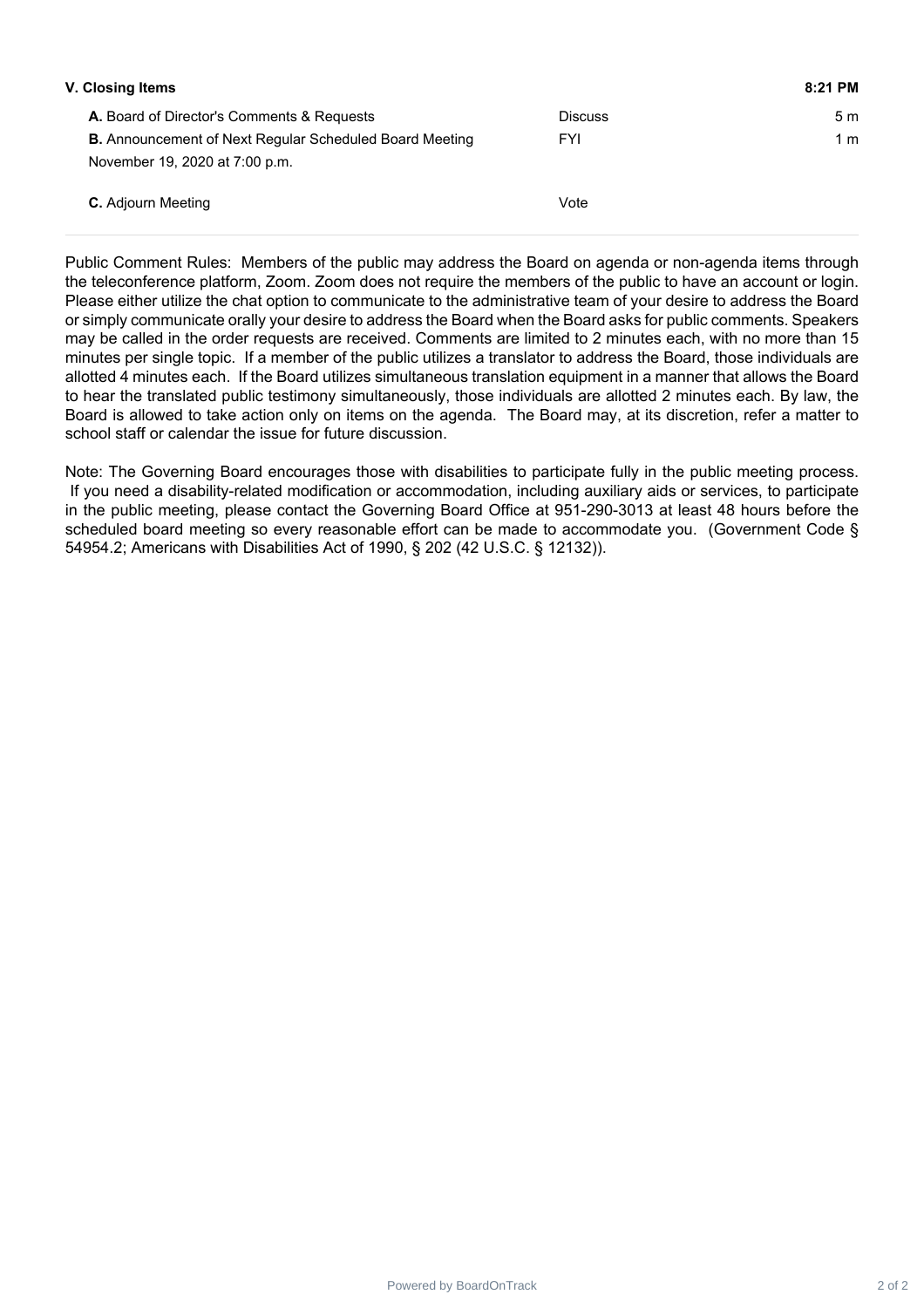| V. Closing Items | | 8:21 PM |
| --- | --- | --- |
| **A.** Board of Director's Comments & Requests | Discuss | 5 m |
| **B.** Announcement of Next Regular Scheduled Board Meeting<br>November 19, 2020 at 7:00 p.m. | FYI | 1 m |
| **C.** Adjourn Meeting | Vote | |

Public Comment Rules: Members of the public may address the Board on agenda or non-agenda items through the teleconference platform, Zoom. Zoom does not require the members of the public to have an account or login. Please either utilize the chat option to communicate to the administrative team of your desire to address the Board or simply communicate orally your desire to address the Board when the Board asks for public comments. Speakers may be called in the order requests are received. Comments are limited to 2 minutes each, with no more than 15 minutes per single topic. If a member of the public utilizes a translator to address the Board, those individuals are allotted 4 minutes each. If the Board utilizes simultaneous translation equipment in a manner that allows the Board to hear the translated public testimony simultaneously, those individuals are allotted 2 minutes each. By law, the Board is allowed to take action only on items on the agenda. The Board may, at its discretion, refer a matter to school staff or calendar the issue for future discussion.

Note: The Governing Board encourages those with disabilities to participate fully in the public meeting process. If you need a disability-related modification or accommodation, including auxiliary aids or services, to participate in the public meeting, please contact the Governing Board Office at 951-290-3013 at least 48 hours before the scheduled board meeting so every reasonable effort can be made to accommodate you. (Government Code § 54954.2; Americans with Disabilities Act of 1990, § 202 (42 U.S.C. § 12132)).